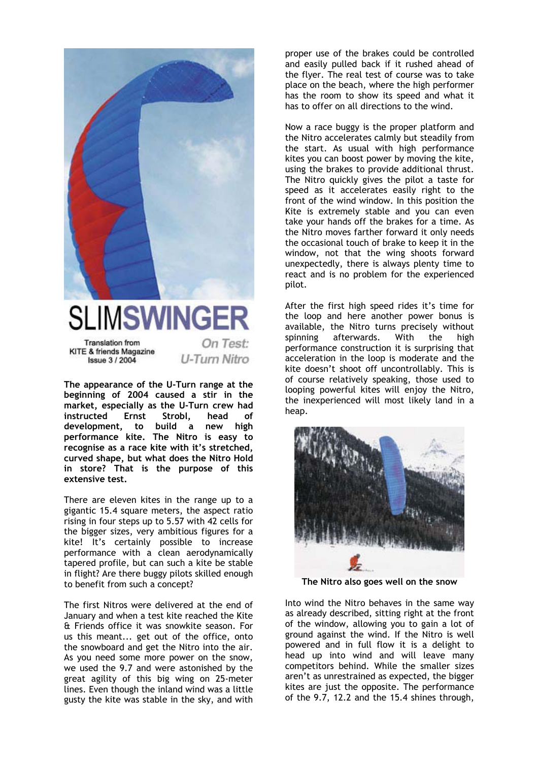# SLIMSWINGER

Translation from KITE & friends Magazine Issue 3 / 2004

*On Test: U-Turn Nitro*

**The appearance of the U-Turn range at the beginning of 2004 caused a stir in the market, especially as the U-Turn crew had instructed Ernst Strobl, head of development, to build a new high performance kite. The Nitro is easy to recognise as a race kite with it's stretched, curved shape, but what does the Nitro Hold in store? That is the purpose of this extensive test.**

There are eleven kites in the range up to a gigantic 15.4 square meters, the aspect ratio rising in four steps up to 5.57 with 42 cells for the bigger sizes, very ambitious figures for a kite! It's certainly possible to increase performance with a clean aerodynamically tapered profile, but can such a kite be stable in flight? Are there buggy pilots skilled enough to benefit from such a concept?

The first Nitros were delivered at the end of January and when a test kite reached the Kite & Friends office it was snowkite season. For us this meant... get out of the office, onto the snowboard and get the Nitro into the air. As you need some more power on the snow, we used the 9.7 and were astonished by the great agility of this big wing on 25-meter lines. Even though the inland wind was a little gusty the kite was stable in the sky, and with proper use of the brakes could be controlled and easily pulled back if it rushed ahead of the flyer. The real test of course was to take place on the beach, where the high performer has the room to show its speed and what it has to offer on all directions to the wind.

Now a race buggy is the proper platform and the Nitro accelerates calmly but steadily from the start. As usual with high performance kites you can boost power by moving the kite, using the brakes to provide additional thrust. The Nitro quickly gives the pilot a taste for speed as it accelerates easily right to the front of the wind window. In this position the Kite is extremely stable and you can even take your hands off the brakes for a time. As the Nitro moves farther forward it only needs the occasional touch of brake to keep it in the window, not that the wing shoots forward unexpectedly, there is always plenty time to react and is no problem for the experienced pilot.

After the first high speed rides it's time for the loop and here another power bonus is available, the Nitro turns precisely without spinning afterwards. With the high performance construction it is surprising that acceleration in the loop is moderate and the kite doesn't shoot off uncontrollably. This is of course relatively speaking, those used to looping powerful kites will enjoy the Nitro, the inexperienced will most likely land in a heap.

**The Nitro also goes well on the snow**

Into wind the Nitro behaves in the same way as already described, sitting right at the front of the window, allowing you to gain a lot of ground against the wind. If the Nitro is well powered and in full flow it is a delight to head up into wind and will leave many competitors behind. While the smaller sizes aren't as unrestrained as expected, the bigger kites are just the opposite. The performance of the 9.7, 12.2 and the 15.4 shines through,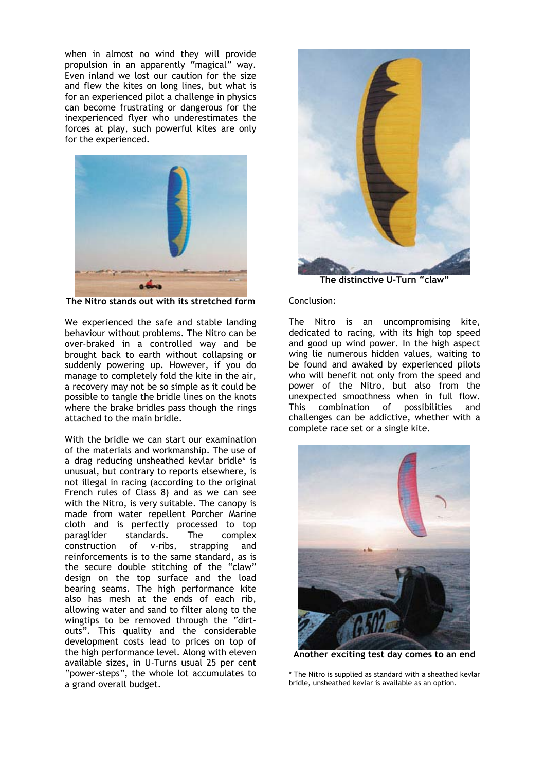when in almost no wind they will provide propulsion in an apparently "magical" way. Even inland we lost our caution for the size and flew the kites on long lines, but what is for an experienced pilot a challenge in physics can become frustrating or dangerous for the inexperienced flyer who underestimates the forces at play, such powerful kites are only for the experienced.

**The Nitro stands out with its stretched form**

We experienced the safe and stable landing behaviour without problems. The Nitro can be over-braked in a controlled way and be brought back to earth without collapsing or suddenly powering up. However, if you do manage to completely fold the kite in the air, a recovery may not be so simple as it could be possible to tangle the bridle lines on the knots where the brake bridles pass though the rings attached to the main bridle.

With the bridle we can start our examination of the materials and workmanship. The use of a drag reducing unsheathed kevlar bridle* is unusual, but contrary to reports elsewhere, is not illegal in racing (according to the original French rules of Class 8) and as we can see with the Nitro, is very suitable. The canopy is made from water repellent Porcher Marine cloth and is perfectly processed to top paraglider standards. The complex construction of v-ribs, strapping and reinforcements is to the same standard, as is the secure double stitching of the "claw" design on the top surface and the load bearing seams. The high performance kite also has mesh at the ends of each rib, allowing water and sand to filter along to the wingtips to be removed through the "dirt-outs". This quality and the considerable development costs lead to prices on top of the high performance level. Along with eleven available sizes, in U-Turns usual 25 per cent "power-steps", the whole lot accumulates to a grand overall budget.

**The distinctive U-Turn "claw"**

Conclusion:

The Nitro is an uncompromising kite, dedicated to racing, with its high top speed and good up wind power. In the high aspect wing lie numerous hidden values, waiting to be found and awaked by experienced pilots who will benefit not only from the speed and power of the Nitro, but also from the unexpected smoothness when in full flow. This combination of possibilities and challenges can be addictive, whether with a complete race set or a single kite.

**Another exciting test day comes to an end**

* The Nitro is supplied as standard with a sheathed kevlar bridle, unsheathed kevlar is available as an option.